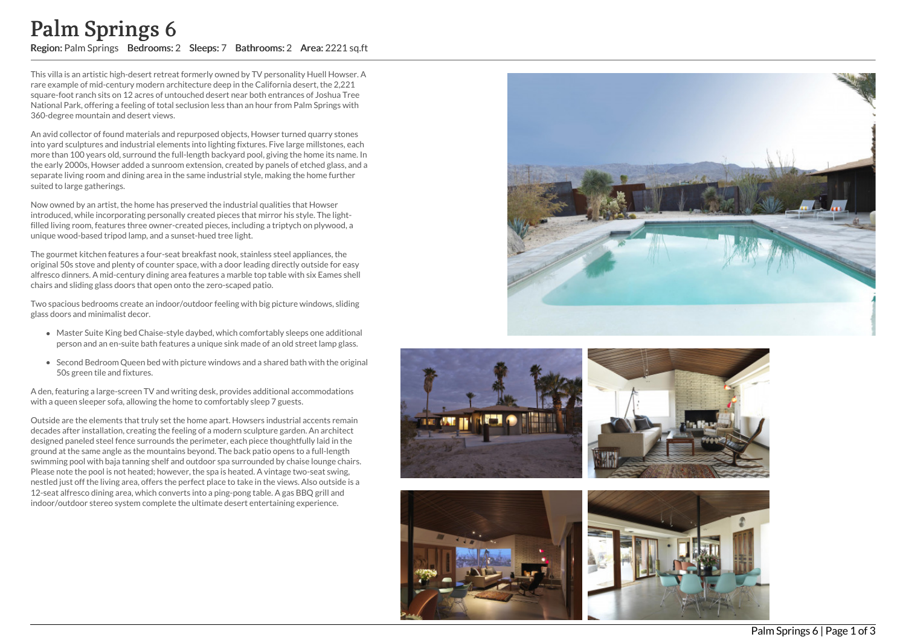# Palm Springs 6

**Region:** Palm Springs **Bedrooms:** 2 **Sleeps:** 7 **Bathrooms:** 2 **Area:** 2221 sq.ft

This villa is an artistic high-desert retreat formerly owned by TV personality Huell Howser. A rare example of mid-century modern architecture deep in the California desert, the 2,221 square-foot ranch sits on 12 acres of untouched desert near both entrances of Joshua Tree National Park, offering a feeling of total seclusion less than an hour from Palm Springs with 360-degree mountain and desert views.

An avid collector of found materials and repurposed objects, Howser turned quarry stones into yard sculptures and industrial elements into lighting fixtures. Five large millstones, each more than 100 years old, surround the full-length backyard pool, giving the home its name. In the early 2000s, Howser added a sunroom extension, created by panels of etched glass, and a separate living room and dining area in the same industrial style, making the home further suited to large gatherings.

Now owned by an artist, the home has preserved the industrial qualities that Howser introduced, while incorporating personally created pieces that mirror his style. The light-filled living room, features three owner-created pieces, including a triptych on plywood, a unique wood-based tripod lamp, and a sunset-hued tree light.

The gourmet kitchen features a four-seat breakfast nook, stainless steel appliances, the original 50s stove and plenty of counter space, with a door leading directly outside for easy alfresco dinners. A mid-century dining area features a marble top table with six Eames shell chairs and sliding glass doors that open onto the zero-scaped patio.

Two spacious bedrooms create an indoor/outdoor feeling with big picture windows, sliding glass doors and minimalist decor.

- Master Suite King bed Chaise-style daybed, which comfortably sleeps one additional person and an en-suite bath features a unique sink made of an old street lamp glass.
- Second Bedroom Queen bed with picture windows and a shared bath with the original 50s green tile and fixtures.

A den, featuring a large-screen TV and writing desk, provides additional accommodations with a queen sleeper sofa, allowing the home to comfortably sleep 7 guests.

Outside are the elements that truly set the home apart. Howsers industrial accents remain decades after installation, creating the feeling of a modern sculpture garden. An architect designed paneled steel fence surrounds the perimeter, each piece thoughtfully laid in the ground at the same angle as the mountains beyond. The back patio opens to a full-length swimming pool with baja tanning shelf and outdoor spa surrounded by chaise lounge chairs. Please note the pool is not heated; however, the spa is heated. A vintage two-seat swing, nestled just off the living area, offers the perfect place to take in the views. Also outside is a 12-seat alfresco dining area, which converts into a ping-pong table. A gas BBQ grill and indoor/outdoor stereo system complete the ultimate desert entertaining experience.